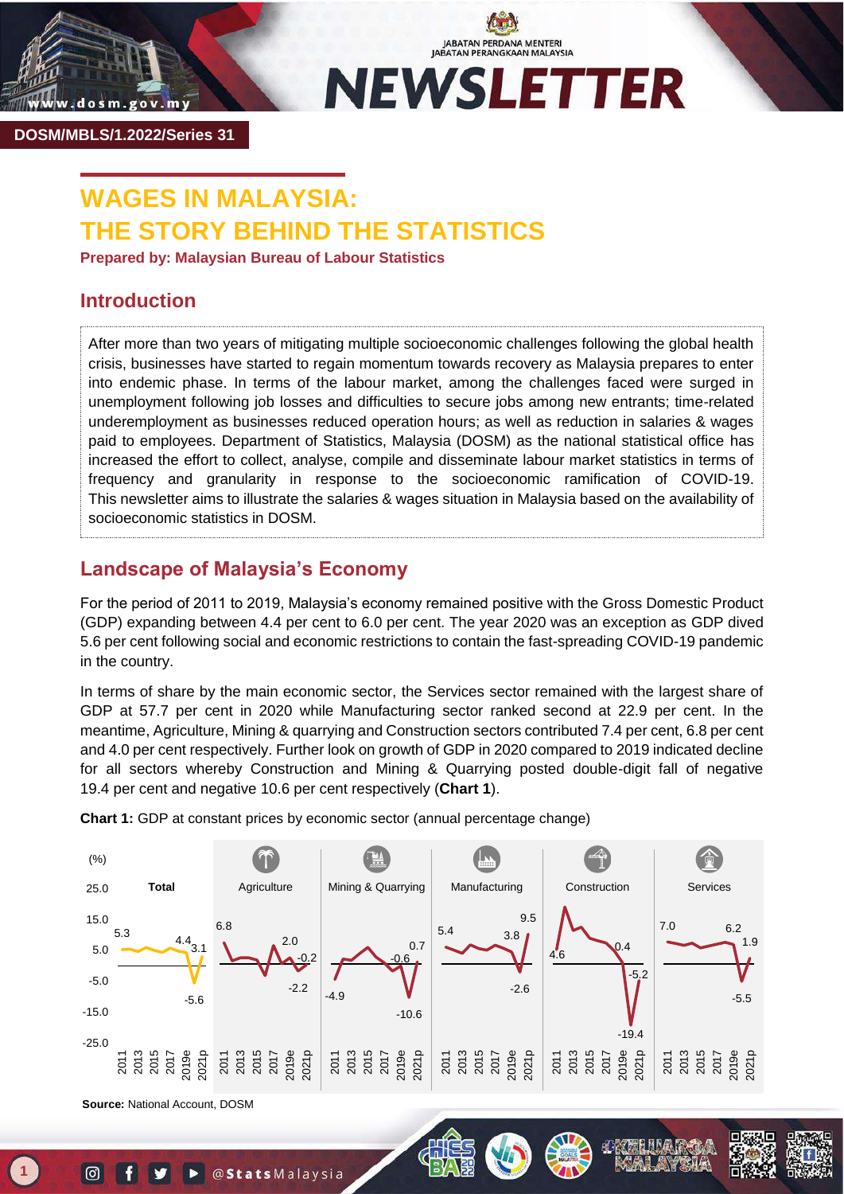DOSM/MBLS/1.2022/Series 31

# WAGES IN MALAYSIA: THE STORY BEHIND THE STATISTICS

**Prepared by: Malaysian Bureau of Labour Statistics**

## Introduction

After more than two years of mitigating multiple socioeconomic challenges following the global health crisis, businesses have started to regain momentum towards recovery as Malaysia prepares to enter into endemic phase. In terms of the labour market, among the challenges faced were surged in unemployment following job losses and difficulties to secure jobs among new entrants; time-related underemployment as businesses reduced operation hours; as well as reduction in salaries & wages paid to employees. Department of Statistics, Malaysia (DOSM) as the national statistical office has increased the effort to collect, analyse, compile and disseminate labour market statistics in terms of frequency and granularity in response to the socioeconomic ramification of COVID-19. This newsletter aims to illustrate the salaries & wages situation in Malaysia based on the availability of socioeconomic statistics in DOSM.

## Landscape of Malaysia's Economy

For the period of 2011 to 2019, Malaysia's economy remained positive with the Gross Domestic Product (GDP) expanding between 4.4 per cent to 6.0 per cent. The year 2020 was an exception as GDP dived 5.6 per cent following social and economic restrictions to contain the fast-spreading COVID-19 pandemic in the country.

In terms of share by the main economic sector, the Services sector remained with the largest share of GDP at 57.7 per cent in 2020 while Manufacturing sector ranked second at 22.9 per cent. In the meantime, Agriculture, Mining & quarrying and Construction sectors contributed 7.4 per cent, 6.8 per cent and 4.0 per cent respectively. Further look on growth of GDP in 2020 compared to 2019 indicated decline for all sectors whereby Construction and Mining & Quarrying posted double-digit fall of negative 19.4 per cent and negative 10.6 per cent respectively (**Chart 1**).

**Chart 1:** GDP at constant prices by economic sector (annual percentage change)

| Sector | Labelled values (%) |
|---|---|
| Total | 5.3, 4.4, -5.6, 3.1 |
| Agriculture | 6.8, 2.0, -2.2, -0.2 |
| Mining & Quarrying | -4.9, -0.6, -10.6, 0.7 |
| Manufacturing | 5.4, 3.8, -2.6, 9.5 |
| Construction | 4.6, 0.4, -19.4, -5.2 |
| Services | 7.0, 6.2, -5.5, 1.9 |

**Source:** National Account, DOSM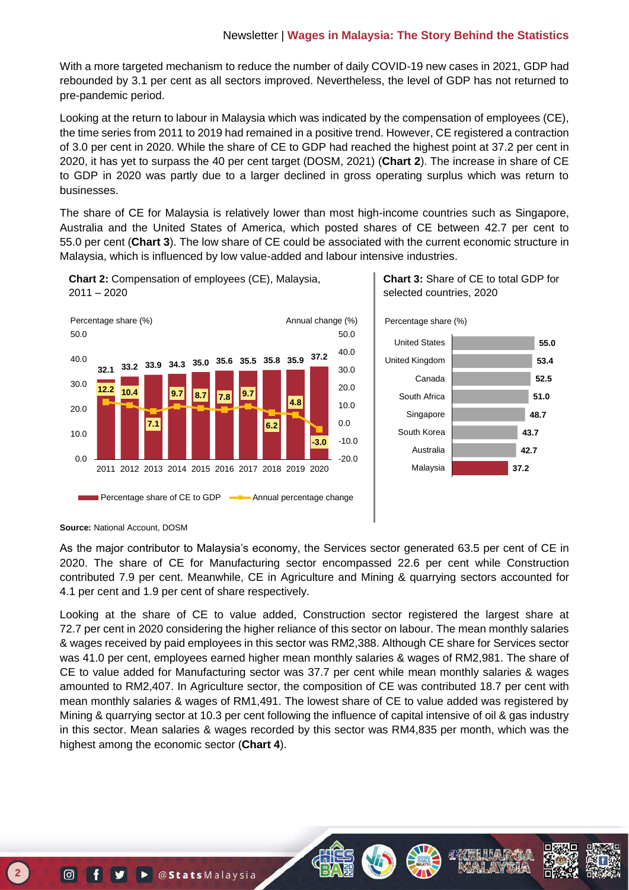With a more targeted mechanism to reduce the number of daily COVID-19 new cases in 2021, GDP had rebounded by 3.1 per cent as all sectors improved. Nevertheless, the level of GDP has not returned to pre-pandemic period.

Looking at the return to labour in Malaysia which was indicated by the compensation of employees (CE), the time series from 2011 to 2019 had remained in a positive trend. However, CE registered a contraction of 3.0 per cent in 2020. While the share of CE to GDP had reached the highest point at 37.2 per cent in 2020, it has yet to surpass the 40 per cent target (DOSM, 2021) (**Chart 2**). The increase in share of CE to GDP in 2020 was partly due to a larger declined in gross operating surplus which was return to businesses.

The share of CE for Malaysia is relatively lower than most high-income countries such as Singapore, Australia and the United States of America, which posted shares of CE between 42.7 per cent to 55.0 per cent (**Chart 3**). The low share of CE could be associated with the current economic structure in Malaysia, which is influenced by low value-added and labour intensive industries.

**Chart 2:** Compensation of employees (CE), Malaysia, 2011 – 2020

| Year | Percentage share of CE to GDP (%) | Annual percentage change (%) |
|---|---|---|
| 2011 | 32.1 | 12.2 |
| 2012 | 33.2 | 10.4 |
| 2013 | 33.9 | 7.1 |
| 2014 | 34.3 | 9.7 |
| 2015 | 35.0 | 8.7 |
| 2016 | 35.6 | 7.8 |
| 2017 | 35.5 | 9.7 |
| 2018 | 35.8 | 6.2 |
| 2019 | 35.9 | 4.8 |
| 2020 | 37.2 | -3.0 |

**Chart 3:** Share of CE to total GDP for selected countries, 2020

| Country | Percentage share (%) |
|---|---|
| United States | 55.0 |
| United Kingdom | 53.4 |
| Canada | 52.5 |
| South Africa | 51.0 |
| Singapore | 48.7 |
| South Korea | 43.7 |
| Australia | 42.7 |
| Malaysia | 37.2 |

**Source:** National Account, DOSM

As the major contributor to Malaysia's economy, the Services sector generated 63.5 per cent of CE in 2020. The share of CE for Manufacturing sector encompassed 22.6 per cent while Construction contributed 7.9 per cent. Meanwhile, CE in Agriculture and Mining & quarrying sectors accounted for 4.1 per cent and 1.9 per cent of share respectively.

Looking at the share of CE to value added, Construction sector registered the largest share at 72.7 per cent in 2020 considering the higher reliance of this sector on labour. The mean monthly salaries & wages received by paid employees in this sector was RM2,388. Although CE share for Services sector was 41.0 per cent, employees earned higher mean monthly salaries & wages of RM2,981. The share of CE to value added for Manufacturing sector was 37.7 per cent while mean monthly salaries & wages amounted to RM2,407. In Agriculture sector, the composition of CE was contributed 18.7 per cent with mean monthly salaries & wages of RM1,491. The lowest share of CE to value added was registered by Mining & quarrying sector at 10.3 per cent following the influence of capital intensive of oil & gas industry in this sector. Mean salaries & wages recorded by this sector was RM4,835 per month, which was the highest among the economic sector (**Chart 4**).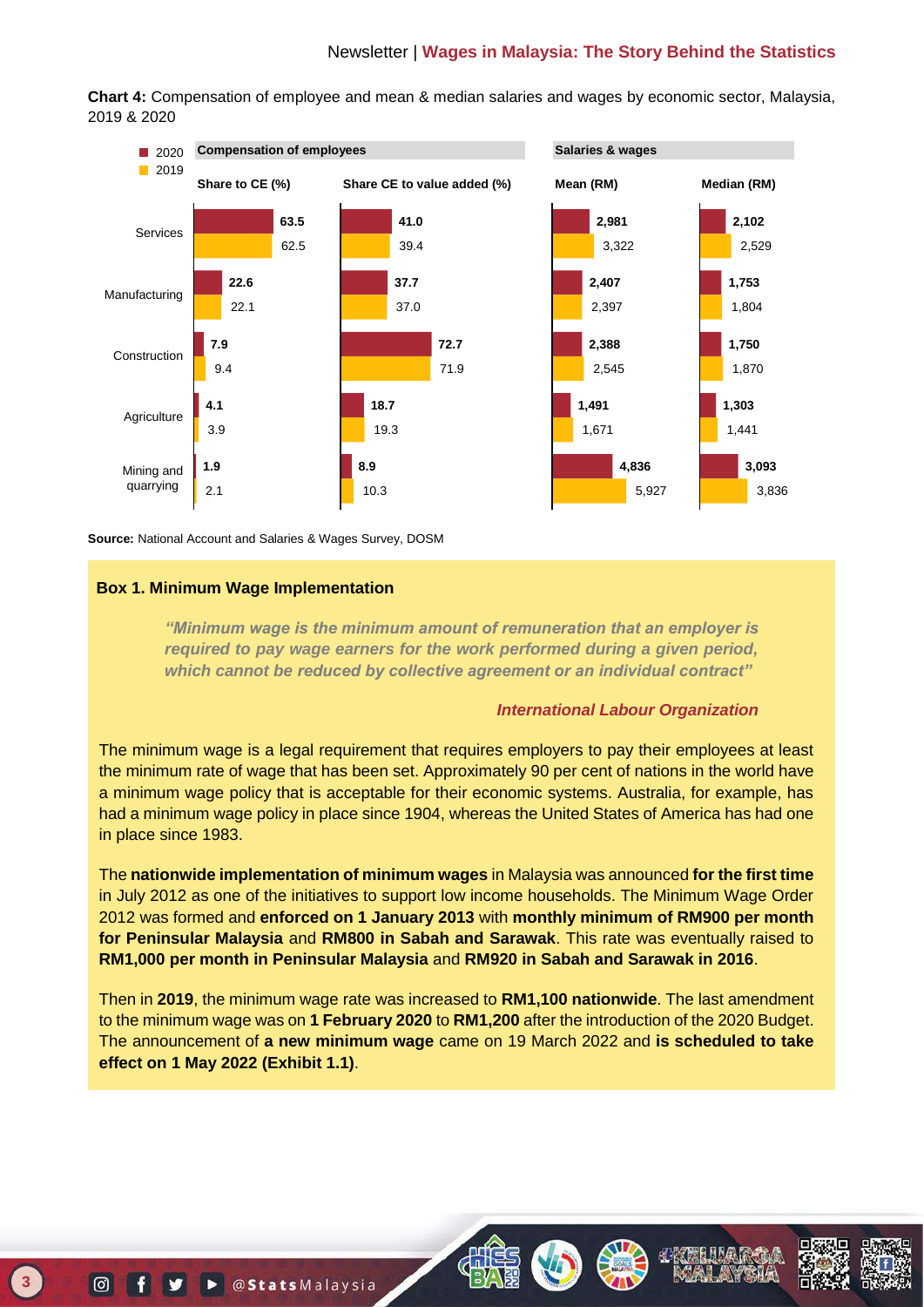**Chart 4:** Compensation of employee and mean & median salaries and wages by economic sector, Malaysia, 2019 & 2020

| Sector | Share to CE (%) 2020 | Share to CE (%) 2019 | Share CE to value added (%) 2020 | Share CE to value added (%) 2019 | Mean (RM) 2020 | Mean (RM) 2019 | Median (RM) 2020 | Median (RM) 2019 |
|---|---|---|---|---|---|---|---|---|
| Services | 63.5 | 62.5 | 41.0 | 39.4 | 2,981 | 3,322 | 2,102 | 2,529 |
| Manufacturing | 22.6 | 22.1 | 37.7 | 37.0 | 2,407 | 2,397 | 1,753 | 1,804 |
| Construction | 7.9 | 9.4 | 72.7 | 71.9 | 2,388 | 2,545 | 1,750 | 1,870 |
| Agriculture | 4.1 | 3.9 | 18.7 | 19.3 | 1,491 | 1,671 | 1,303 | 1,441 |
| Mining and quarrying | 1.9 | 2.1 | 8.9 | 10.3 | 4,836 | 5,927 | 3,093 | 3,836 |

**Source:** National Account and Salaries & Wages Survey, DOSM

## Box 1. Minimum Wage Implementation

> ***"Minimum wage is the minimum amount of remuneration that an employer is required to pay wage earners for the work performed during a given period, which cannot be reduced by collective agreement or an individual contract"***
>
> ***International Labour Organization***

The minimum wage is a legal requirement that requires employers to pay their employees at least the minimum rate of wage that has been set. Approximately 90 per cent of nations in the world have a minimum wage policy that is acceptable for their economic systems. Australia, for example, has had a minimum wage policy in place since 1904, whereas the United States of America has had one in place since 1983.

The **nationwide implementation of minimum wages** in Malaysia was announced **for the first time** in July 2012 as one of the initiatives to support low income households. The Minimum Wage Order 2012 was formed and **enforced on 1 January 2013** with **monthly minimum of RM900 per month for Peninsular Malaysia** and **RM800 in Sabah and Sarawak**. This rate was eventually raised to **RM1,000 per month in Peninsular Malaysia** and **RM920 in Sabah and Sarawak in 2016**.

Then in **2019**, the minimum wage rate was increased to **RM1,100 nationwide**. The last amendment to the minimum wage was on **1 February 2020** to **RM1,200** after the introduction of the 2020 Budget. The announcement of **a new minimum wage** came on 19 March 2022 and **is scheduled to take effect on 1 May 2022 (Exhibit 1.1)**.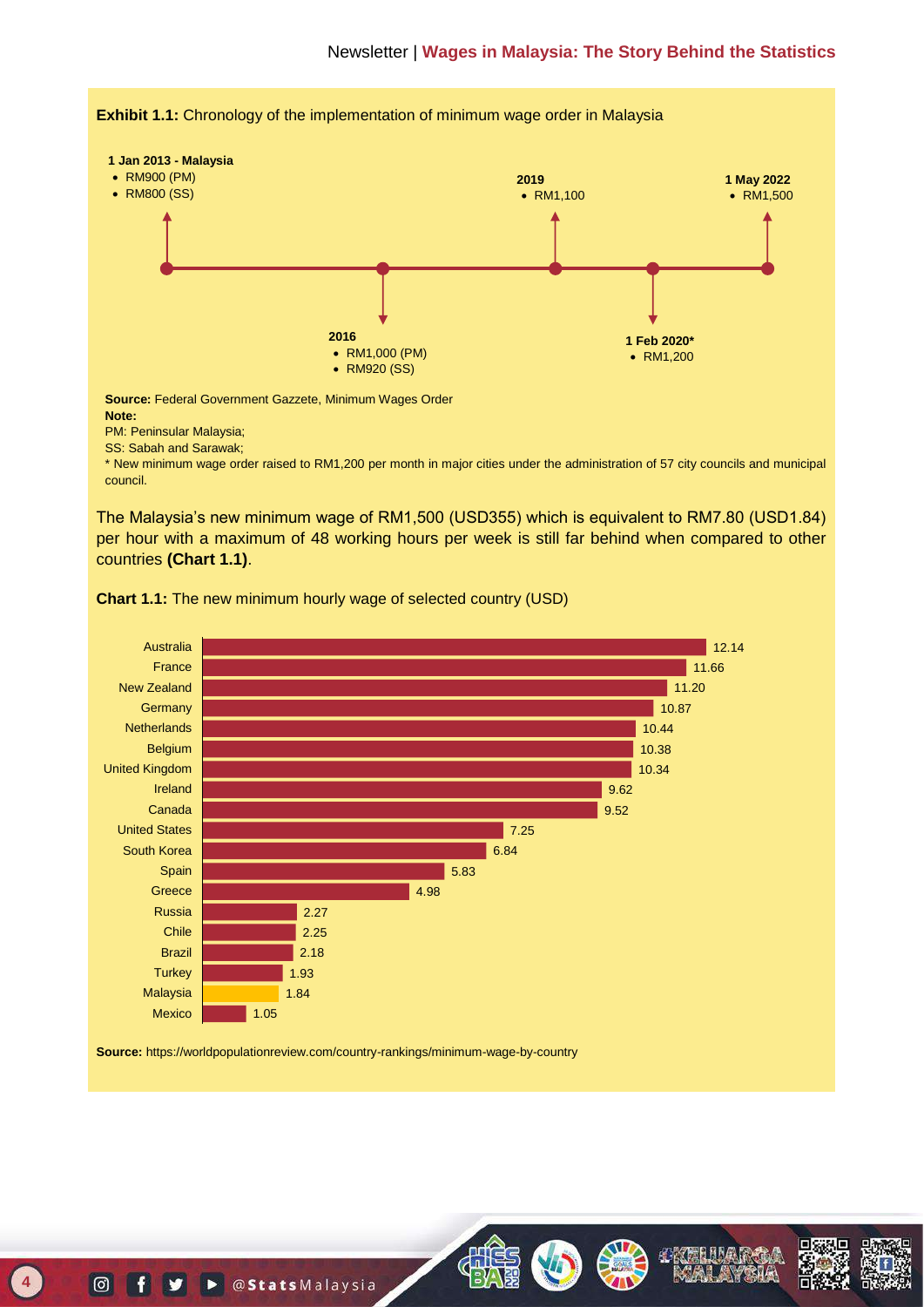**Exhibit 1.1:** Chronology of the implementation of minimum wage order in Malaysia

**1 Jan 2013 - Malaysia**
- RM900 (PM)
- RM800 (SS)

**2016**
- RM1,000 (PM)
- RM920 (SS)

**2019**
- RM1,100

**1 Feb 2020***
- RM1,200

**1 May 2022**
- RM1,500

**Source:** Federal Government Gazzete, Minimum Wages Order
**Note:**
PM: Peninsular Malaysia;
SS: Sabah and Sarawak;
* New minimum wage order raised to RM1,200 per month in major cities under the administration of 57 city councils and municipal council.

The Malaysia's new minimum wage of RM1,500 (USD355) which is equivalent to RM7.80 (USD1.84) per hour with a maximum of 48 working hours per week is still far behind when compared to other countries **(Chart 1.1)**.

**Chart 1.1:** The new minimum hourly wage of selected country (USD)

| Country | USD |
|---|---|
| Australia | 12.14 |
| France | 11.66 |
| New Zealand | 11.20 |
| Germany | 10.87 |
| Netherlands | 10.44 |
| Belgium | 10.38 |
| United Kingdom | 10.34 |
| Ireland | 9.62 |
| Canada | 9.52 |
| United States | 7.25 |
| South Korea | 6.84 |
| Spain | 5.83 |
| Greece | 4.98 |
| Russia | 2.27 |
| Chile | 2.25 |
| Brazil | 2.18 |
| Turkey | 1.93 |
| Malaysia | 1.84 |
| Mexico | 1.05 |

**Source:** https://worldpopulationreview.com/country-rankings/minimum-wage-by-country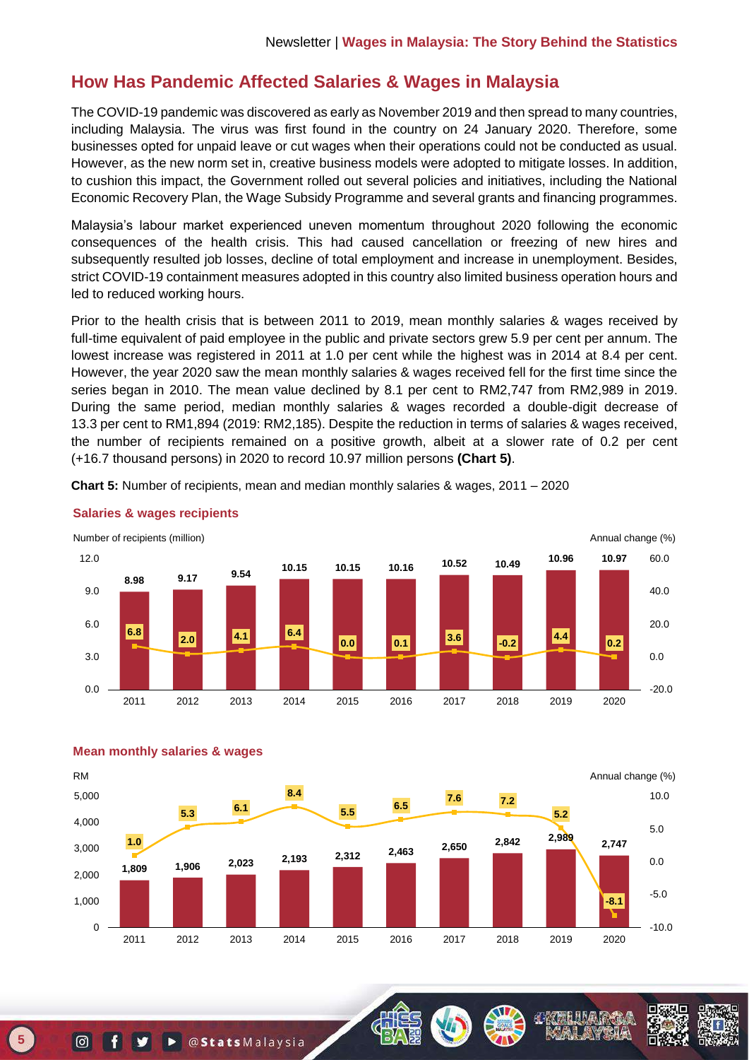## How Has Pandemic Affected Salaries & Wages in Malaysia

The COVID-19 pandemic was discovered as early as November 2019 and then spread to many countries, including Malaysia. The virus was first found in the country on 24 January 2020. Therefore, some businesses opted for unpaid leave or cut wages when their operations could not be conducted as usual. However, as the new norm set in, creative business models were adopted to mitigate losses. In addition, to cushion this impact, the Government rolled out several policies and initiatives, including the National Economic Recovery Plan, the Wage Subsidy Programme and several grants and financing programmes.

Malaysia's labour market experienced uneven momentum throughout 2020 following the economic consequences of the health crisis. This had caused cancellation or freezing of new hires and subsequently resulted job losses, decline of total employment and increase in unemployment. Besides, strict COVID-19 containment measures adopted in this country also limited business operation hours and led to reduced working hours.

Prior to the health crisis that is between 2011 to 2019, mean monthly salaries & wages received by full-time equivalent of paid employee in the public and private sectors grew 5.9 per cent per annum. The lowest increase was registered in 2011 at 1.0 per cent while the highest was in 2014 at 8.4 per cent. However, the year 2020 saw the mean monthly salaries & wages received fell for the first time since the series began in 2010. The mean value declined by 8.1 per cent to RM2,747 from RM2,989 in 2019. During the same period, median monthly salaries & wages recorded a double-digit decrease of 13.3 per cent to RM1,894 (2019: RM2,185). Despite the reduction in terms of salaries & wages received, the number of recipients remained on a positive growth, albeit at a slower rate of 0.2 per cent (+16.7 thousand persons) in 2020 to record 10.97 million persons **(Chart 5)**.

**Chart 5:** Number of recipients, mean and median monthly salaries & wages, 2011 – 2020

**Salaries & wages recipients**

| Year | Number of recipients (million) | Annual change (%) |
|---|---|---|
| 2011 | 8.98 | 6.8 |
| 2012 | 9.17 | 2.0 |
| 2013 | 9.54 | 4.1 |
| 2014 | 10.15 | 6.4 |
| 2015 | 10.15 | 0.0 |
| 2016 | 10.16 | 0.1 |
| 2017 | 10.52 | 3.6 |
| 2018 | 10.49 | -0.2 |
| 2019 | 10.96 | 4.4 |
| 2020 | 10.97 | 0.2 |

**Mean monthly salaries & wages**

| Year | RM | Annual change (%) |
|---|---|---|
| 2011 | 1,809 | 1.0 |
| 2012 | 1,906 | 5.3 |
| 2013 | 2,023 | 6.1 |
| 2014 | 2,193 | 8.4 |
| 2015 | 2,312 | 5.5 |
| 2016 | 2,463 | 6.5 |
| 2017 | 2,650 | 7.6 |
| 2018 | 2,842 | 7.2 |
| 2019 | 2,989 | 5.2 |
| 2020 | 2,747 | -8.1 |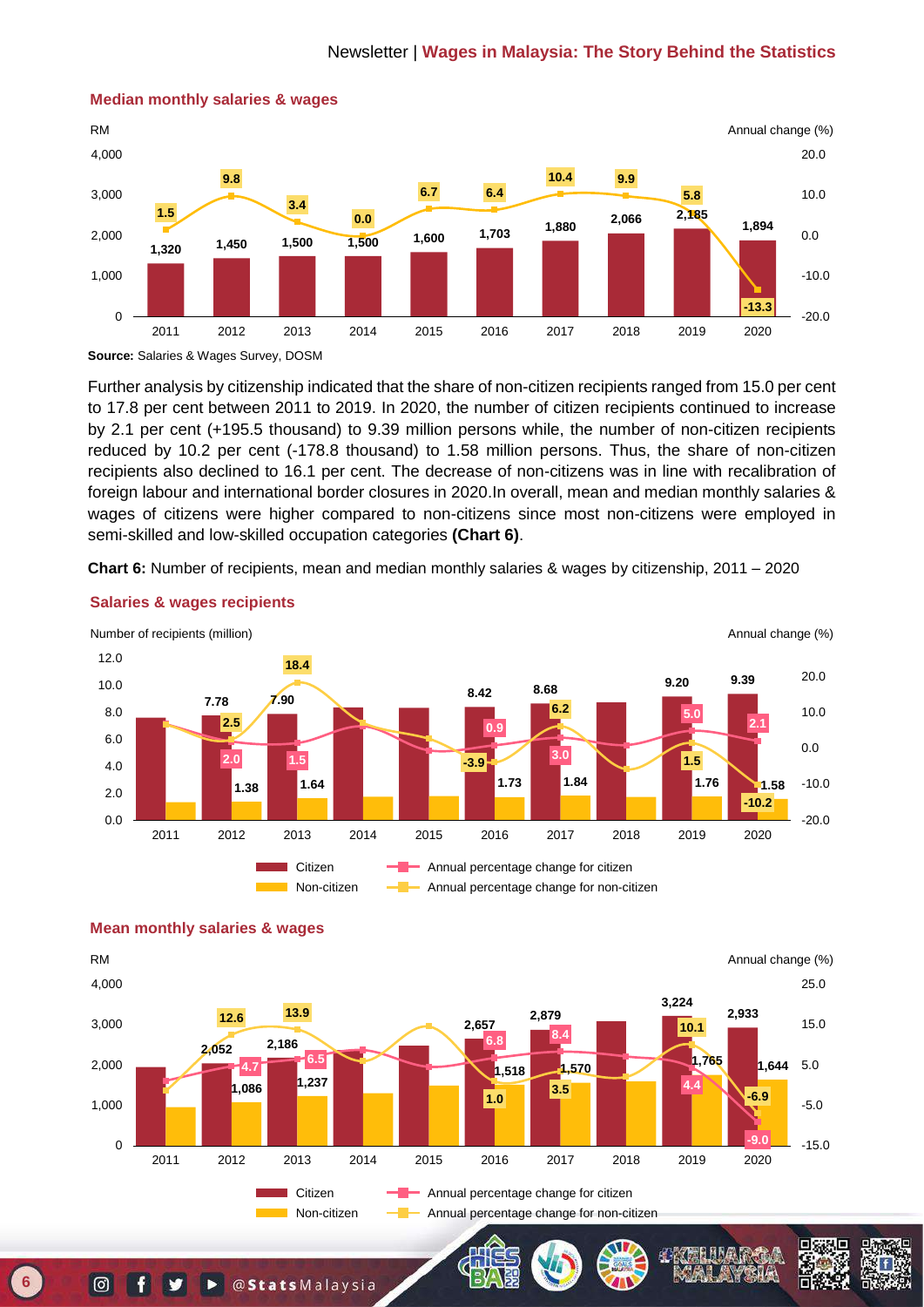**Median monthly salaries & wages**

| Year | Median monthly salaries & wages (RM) | Annual change (%) |
|---|---|---|
| 2011 | 1,320 | 1.5 |
| 2012 | 1,450 | 9.8 |
| 2013 | 1,500 | 3.4 |
| 2014 | 1,500 | 0.0 |
| 2015 | 1,600 | 6.7 |
| 2016 | 1,703 | 6.4 |
| 2017 | 1,880 | 10.4 |
| 2018 | 2,066 | 9.9 |
| 2019 | 2,185 | 5.8 |
| 2020 | 1,894 | -13.3 |

**Source:** Salaries & Wages Survey, DOSM

Further analysis by citizenship indicated that the share of non-citizen recipients ranged from 15.0 per cent to 17.8 per cent between 2011 to 2019. In 2020, the number of citizen recipients continued to increase by 2.1 per cent (+195.5 thousand) to 9.39 million persons while, the number of non-citizen recipients reduced by 10.2 per cent (-178.8 thousand) to 1.58 million persons. Thus, the share of non-citizen recipients also declined to 16.1 per cent. The decrease of non-citizens was in line with recalibration of foreign labour and international border closures in 2020.In overall, mean and median monthly salaries & wages of citizens were higher compared to non-citizens since most non-citizens were employed in semi-skilled and low-skilled occupation categories **(Chart 6)**.

**Chart 6:** Number of recipients, mean and median monthly salaries & wages by citizenship, 2011 – 2020

**Salaries & wages recipients**

| Year | Citizen (million) | Non-citizen (million) | Annual percentage change for citizen (%) | Annual percentage change for non-citizen (%) |
|---|---|---|---|---|
| 2011 | | | | |
| 2012 | 7.78 | 1.38 | 2.0 | 2.5 |
| 2013 | 7.90 | 1.64 | 1.5 | 18.4 |
| 2014 | | | | |
| 2015 | | | | |
| 2016 | 8.42 | 1.73 | 0.9 | -3.9 |
| 2017 | 8.68 | 1.84 | 3.0 | 6.2 |
| 2018 | | | | |
| 2019 | 9.20 | 1.76 | 5.0 | 1.5 |
| 2020 | 9.39 | 1.58 | 2.1 | -10.2 |

**Mean monthly salaries & wages**

| Year | Citizen (RM) | Non-citizen (RM) | Annual percentage change for citizen (%) | Annual percentage change for non-citizen (%) |
|---|---|---|---|---|
| 2011 | | | | |
| 2012 | 2,052 | 1,086 | 4.7 | 12.6 |
| 2013 | 2,186 | 1,237 | 6.5 | 13.9 |
| 2014 | | | | |
| 2015 | | | | |
| 2016 | 2,657 | 1,518 | 6.8 | 1.0 |
| 2017 | 2,879 | 1,570 | 8.4 | 3.5 |
| 2018 | | | | |
| 2019 | 3,224 | 1,765 | 4.4 | 10.1 |
| 2020 | 2,933 | 1,644 | -9.0 | -6.9 |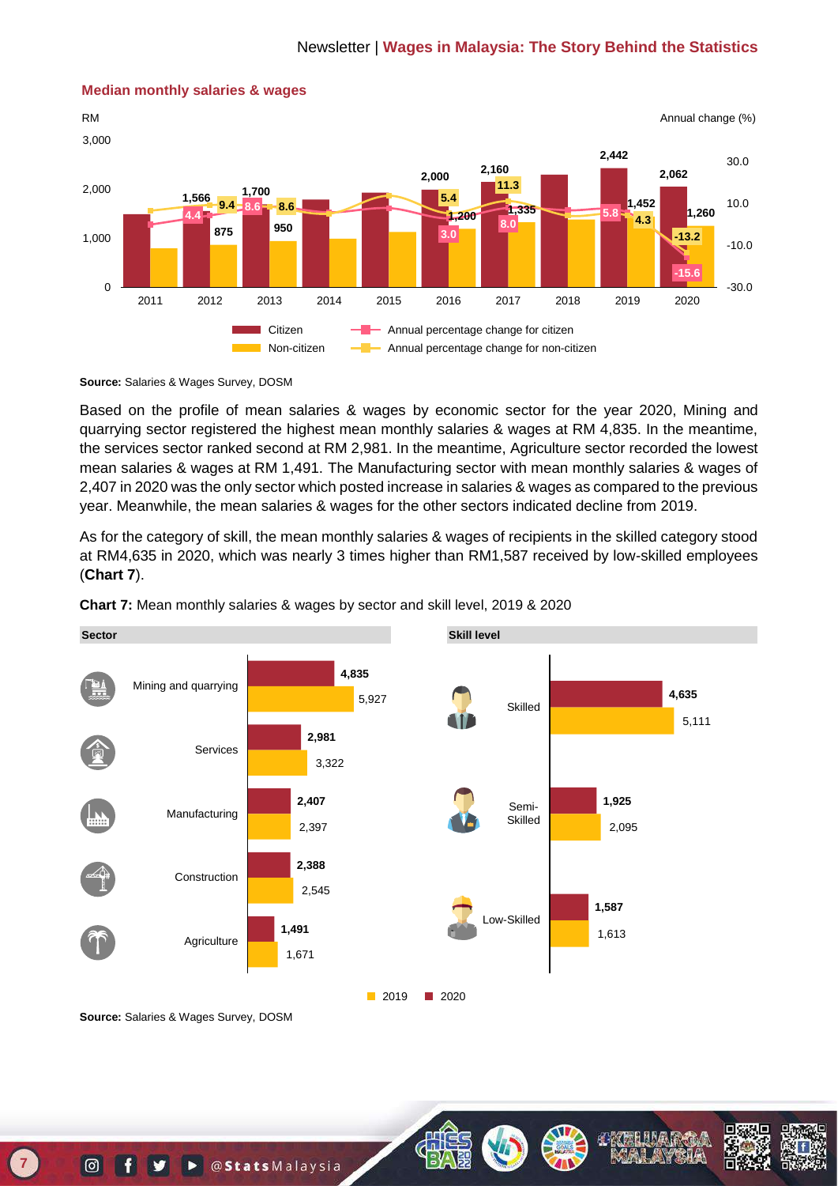### Median monthly salaries & wages

| Year | Citizen (RM) | Non-citizen (RM) | Annual percentage change for citizen (%) | Annual percentage change for non-citizen (%) |
|---|---|---|---|---|
| 2011 | | | | |
| 2012 | 1,566 | 875 | 4.4 | 9.4 |
| 2013 | 1,700 | 950 | 8.6 | 8.6 |
| 2014 | | | | |
| 2015 | | | | |
| 2016 | 2,000 | 1,200 | 3.0 | 5.4 |
| 2017 | 2,160 | 1,335 | 8.0 | 11.3 |
| 2018 | | | | |
| 2019 | 2,442 | 1,452 | 5.8 | 4.3 |
| 2020 | 2,062 | 1,260 | -15.6 | -13.2 |

**Source:** Salaries & Wages Survey, DOSM

Based on the profile of mean salaries & wages by economic sector for the year 2020, Mining and quarrying sector registered the highest mean monthly salaries & wages at RM 4,835. In the meantime, the services sector ranked second at RM 2,981. In the meantime, Agriculture sector recorded the lowest mean salaries & wages at RM 1,491. The Manufacturing sector with mean monthly salaries & wages of 2,407 in 2020 was the only sector which posted increase in salaries & wages as compared to the previous year. Meanwhile, the mean salaries & wages for the other sectors indicated decline from 2019.

As for the category of skill, the mean monthly salaries & wages of recipients in the skilled category stood at RM4,635 in 2020, which was nearly 3 times higher than RM1,587 received by low-skilled employees (**Chart 7**).

**Chart 7:** Mean monthly salaries & wages by sector and skill level, 2019 & 2020

| Sector | 2019 | 2020 |
|---|---|---|
| Mining and quarrying | 5,927 | 4,835 |
| Services | 3,322 | 2,981 |
| Manufacturing | 2,397 | 2,407 |
| Construction | 2,545 | 2,388 |
| Agriculture | 1,671 | 1,491 |

| Skill level | 2019 | 2020 |
|---|---|---|
| Skilled | 5,111 | 4,635 |
| Semi-Skilled | 2,095 | 1,925 |
| Low-Skilled | 1,613 | 1,587 |

**Source:** Salaries & Wages Survey, DOSM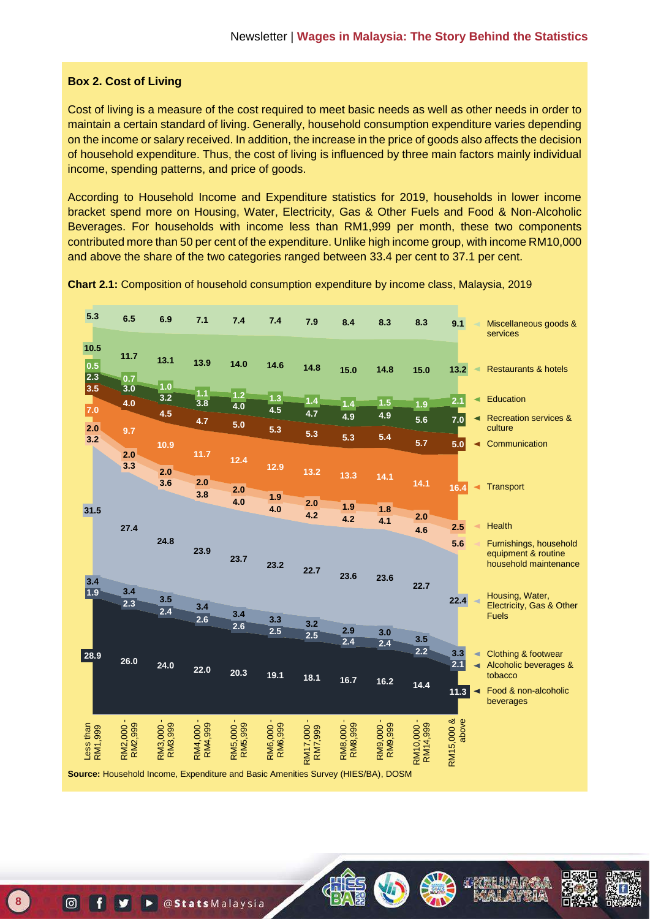### Box 2. Cost of Living

Cost of living is a measure of the cost required to meet basic needs as well as other needs in order to maintain a certain standard of living. Generally, household consumption expenditure varies depending on the income or salary received. In addition, the increase in the price of goods also affects the decision of household expenditure. Thus, the cost of living is influenced by three main factors mainly individual income, spending patterns, and price of goods.

According to Household Income and Expenditure statistics for 2019, households in lower income bracket spend more on Housing, Water, Electricity, Gas & Other Fuels and Food & Non-Alcoholic Beverages. For households with income less than RM1,999 per month, these two components contributed more than 50 per cent of the expenditure. Unlike high income group, with income RM10,000 and above the share of the two categories ranged between 33.4 per cent to 37.1 per cent.

**Chart 2.1:** Composition of household consumption expenditure by income class, Malaysia, 2019

| | Less than RM1,999 | RM2,000 - RM2,999 | RM3,000 - RM3,999 | RM4,000 - RM4,999 | RM5,000 - RM5,999 | RM6,000 - RM6,999 | RM17,000 - RM7,999 | RM8,000 - RM8,999 | RM9,000 - RM9,999 | RM10,000 - RM14,999 | RM15,000 & above |
|---|---|---|---|---|---|---|---|---|---|---|---|
| Miscellaneous goods & services | 5.3 | 6.5 | 6.9 | 7.1 | 7.4 | 7.4 | 7.9 | 8.4 | 8.3 | 8.3 | 9.1 |
| Restaurants & hotels | 10.5 | 11.7 | 13.1 | 13.9 | 14.0 | 14.6 | 14.8 | 15.0 | 14.8 | 15.0 | 13.2 |
| Education | 0.5 | 0.7 | 1.0 | 1.1 | 1.2 | 1.3 | 1.4 | 1.4 | 1.5 | 1.9 | 2.1 |
| Recreation services & culture | 2.3 | 3.0 | 3.2 | 3.8 | 4.0 | 4.5 | 4.7 | 4.9 | 4.9 | 5.6 | 7.0 |
| Communication | 3.5 | 4.0 | 4.5 | 4.7 | 5.0 | 5.3 | 5.3 | 5.3 | 5.4 | 5.7 | 5.0 |
| Transport | 7.0 | 9.7 | 10.9 | 11.7 | 12.4 | 12.9 | 13.2 | 13.3 | 14.1 | 14.1 | 16.4 |
| Health | 2.0 | 2.0 | 2.0 | 2.0 | 2.0 | 1.9 | 2.0 | 1.9 | 1.8 | 2.0 | 2.5 |
| Furnishings, household equipment & routine household maintenance | 3.2 | 3.3 | 3.6 | 3.8 | 4.0 | 4.0 | 4.2 | 4.2 | 4.1 | 4.6 | 5.6 |
| Housing, Water, Electricity, Gas & Other Fuels | 31.5 | 27.4 | 24.8 | 23.9 | 23.7 | 23.2 | 22.7 | 23.6 | 23.6 | 22.7 | 22.4 |
| Clothing & footwear | 3.4 | 3.4 | 3.5 | 3.4 | 3.4 | 3.3 | 3.2 | 2.9 | 3.0 | 3.5 | 3.3 |
| Alcoholic beverages & tobacco | 1.9 | 2.3 | 2.4 | 2.6 | 2.6 | 2.5 | 2.5 | 2.4 | 2.4 | 2.2 | 2.1 |
| Food & non-alcoholic beverages | 28.9 | 26.0 | 24.0 | 22.0 | 20.3 | 19.1 | 18.1 | 16.7 | 16.2 | 14.4 | 11.3 |

**Source:** Household Income, Expenditure and Basic Amenities Survey (HIES/BA), DOSM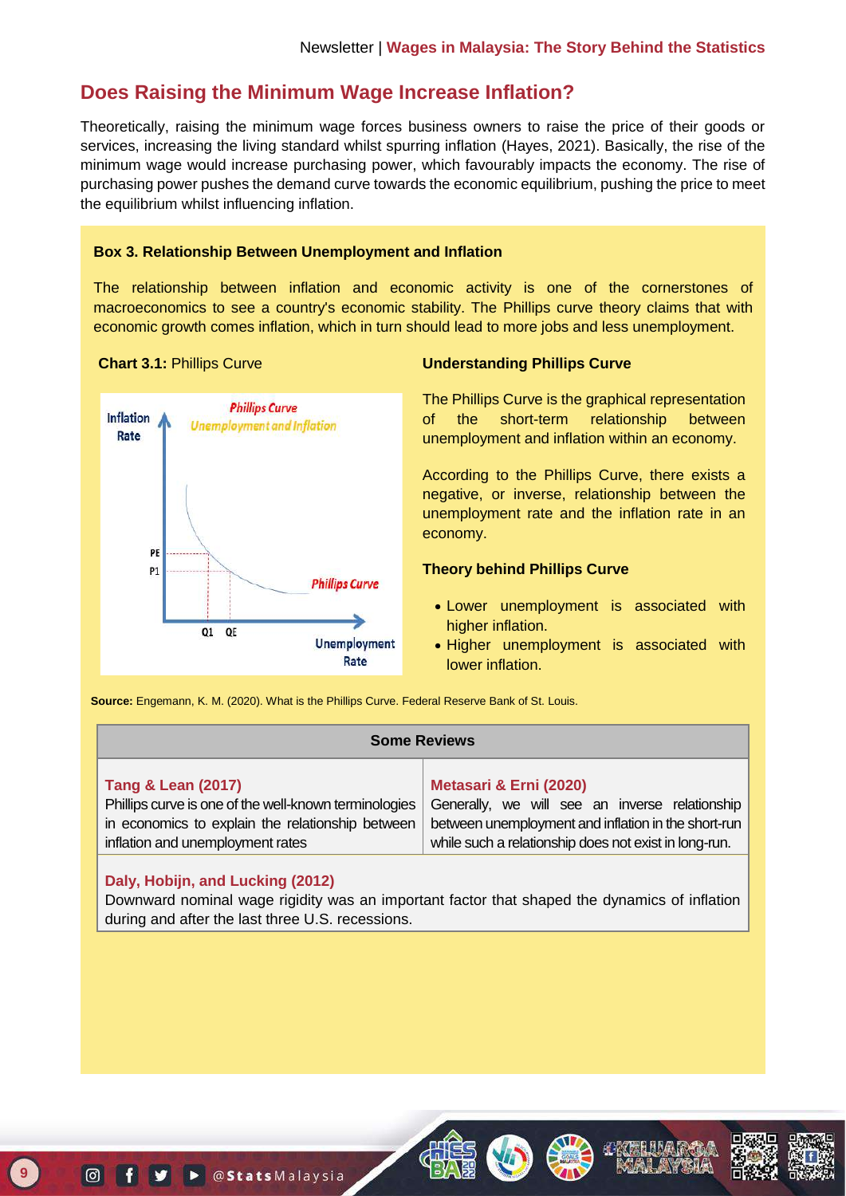## Does Raising the Minimum Wage Increase Inflation?

Theoretically, raising the minimum wage forces business owners to raise the price of their goods or services, increasing the living standard whilst spurring inflation (Hayes, 2021). Basically, the rise of the minimum wage would increase purchasing power, which favourably impacts the economy. The rise of purchasing power pushes the demand curve towards the economic equilibrium, pushing the price to meet the equilibrium whilst influencing inflation.

**Box 3. Relationship Between Unemployment and Inflation**

The relationship between inflation and economic activity is one of the cornerstones of macroeconomics to see a country's economic stability. The Phillips curve theory claims that with economic growth comes inflation, which in turn should lead to more jobs and less unemployment.

**Chart 3.1:** Phillips Curve

**Understanding Phillips Curve**

The Phillips Curve is the graphical representation of the short-term relationship between unemployment and inflation within an economy.

According to the Phillips Curve, there exists a negative, or inverse, relationship between the unemployment rate and the inflation rate in an economy.

**Theory behind Phillips Curve**

- Lower unemployment is associated with higher inflation.
- Higher unemployment is associated with lower inflation.

**Source:** Engemann, K. M. (2020). What is the Phillips Curve. Federal Reserve Bank of St. Louis.

| Some Reviews | |
|---|---|
| **Tang & Lean (2017)** Phillips curve is one of the well-known terminologies in economics to explain the relationship between inflation and unemployment rates | **Metasari & Erni (2020)** Generally, we will see an inverse relationship between unemployment and inflation in the short-run while such a relationship does not exist in long-run. |
| **Daly, Hobijn, and Lucking (2012)** Downward nominal wage rigidity was an important factor that shaped the dynamics of inflation during and after the last three U.S. recessions. | |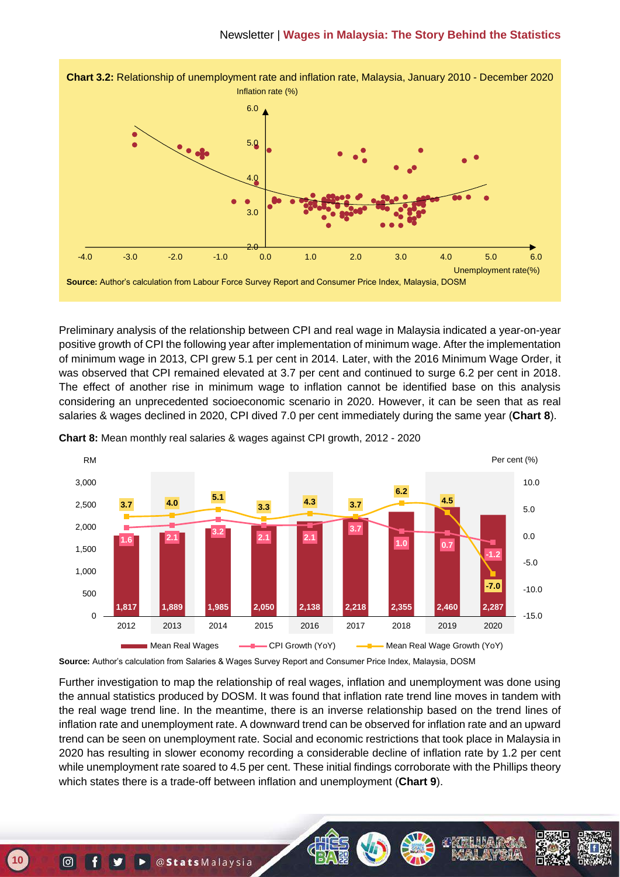**Chart 3.2:** Relationship of unemployment rate and inflation rate, Malaysia, January 2010 - December 2020

**Source:** Author's calculation from Labour Force Survey Report and Consumer Price Index, Malaysia, DOSM

Preliminary analysis of the relationship between CPI and real wage in Malaysia indicated a year-on-year positive growth of CPI the following year after implementation of minimum wage. After the implementation of minimum wage in 2013, CPI grew 5.1 per cent in 2014. Later, with the 2016 Minimum Wage Order, it was observed that CPI remained elevated at 3.7 per cent and continued to surge 6.2 per cent in 2018. The effect of another rise in minimum wage to inflation cannot be identified base on this analysis considering an unprecedented socioeconomic scenario in 2020. However, it can be seen that as real salaries & wages declined in 2020, CPI dived 7.0 per cent immediately during the same year (**Chart 8**).

**Chart 8:** Mean monthly real salaries & wages against CPI growth, 2012 - 2020

| Year | Mean Real Wages (RM) | CPI Growth (YoY) (%) | Mean Real Wage Growth (YoY) (%) |
|---|---|---|---|
| 2012 | 1,817 | 1.6 | 3.7 |
| 2013 | 1,889 | 2.1 | 4.0 |
| 2014 | 1,985 | 3.2 | 5.1 |
| 2015 | 2,050 | 2.1 | 3.3 |
| 2016 | 2,138 | 2.1 | 4.3 |
| 2017 | 2,218 | 3.7 | 3.7 |
| 2018 | 2,355 | 1.0 | 6.2 |
| 2019 | 2,460 | 0.7 | 4.5 |
| 2020 | 2,287 | -1.2 | -7.0 |

**Source:** Author's calculation from Salaries & Wages Survey Report and Consumer Price Index, Malaysia, DOSM

Further investigation to map the relationship of real wages, inflation and unemployment was done using the annual statistics produced by DOSM. It was found that inflation rate trend line moves in tandem with the real wage trend line. In the meantime, there is an inverse relationship based on the trend lines of inflation rate and unemployment rate. A downward trend can be observed for inflation rate and an upward trend can be seen on unemployment rate. Social and economic restrictions that took place in Malaysia in 2020 has resulting in slower economy recording a considerable decline of inflation rate by 1.2 per cent while unemployment rate soared to 4.5 per cent. These initial findings corroborate with the Phillips theory which states there is a trade-off between inflation and unemployment (**Chart 9**).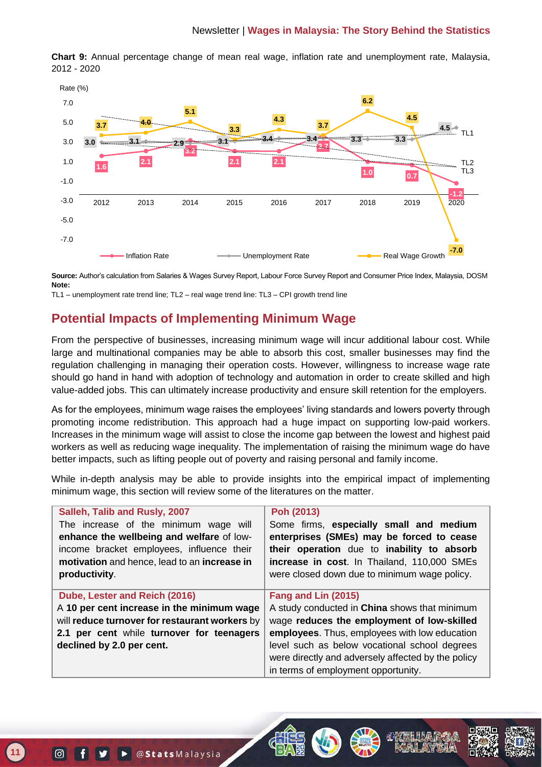**Chart 9:** Annual percentage change of mean real wage, inflation rate and unemployment rate, Malaysia, 2012 - 2020

| Year | Inflation Rate | Unemployment Rate | Real Wage Growth |
|---|---|---|---|
| 2012 | 1.6 | 3.0 | 3.7 |
| 2013 | 2.1 | 3.1 | 4.0 |
| 2014 | 3.2 | 2.9 | 5.1 |
| 2015 | 2.1 | 3.1 | 3.3 |
| 2016 | 2.1 | 3.4 | 4.3 |
| 2017 | 3.7 | 3.4 | 3.7 |
| 2018 | 1.0 | 3.3 | 6.2 |
| 2019 | 0.7 | 3.3 | 4.5 |
| 2020 | -1.2 | 4.5 | -7.0 |

**Source:** Author's calculation from Salaries & Wages Survey Report, Labour Force Survey Report and Consumer Price Index, Malaysia, DOSM
**Note:**
TL1 – unemployment rate trend line; TL2 – real wage trend line: TL3 – CPI growth trend line

## Potential Impacts of Implementing Minimum Wage

From the perspective of businesses, increasing minimum wage will incur additional labour cost. While large and multinational companies may be able to absorb this cost, smaller businesses may find the regulation challenging in managing their operation costs. However, willingness to increase wage rate should go hand in hand with adoption of technology and automation in order to create skilled and high value-added jobs. This can ultimately increase productivity and ensure skill retention for the employers.

As for the employees, minimum wage raises the employees' living standards and lowers poverty through promoting income redistribution. This approach had a huge impact on supporting low-paid workers. Increases in the minimum wage will assist to close the income gap between the lowest and highest paid workers as well as reducing wage inequality. The implementation of raising the minimum wage do have better impacts, such as lifting people out of poverty and raising personal and family income.

While in-depth analysis may be able to provide insights into the empirical impact of implementing minimum wage, this section will review some of the literatures on the matter.

| **Salleh, Talib and Rusly, 2007** | **Poh (2013)** |
|---|---|
| The increase of the minimum wage will **enhance the wellbeing and welfare** of low-income bracket employees, influence their **motivation** and hence, lead to an **increase in productivity**. | Some firms, **especially small and medium enterprises (SMEs) may be forced to cease their operation** due to **inability to absorb increase in cost**. In Thailand, 110,000 SMEs were closed down due to minimum wage policy. |
| **Dube, Lester and Reich (2016)** | **Fang and Lin (2015)** |
| A **10 per cent increase in the minimum wage** will **reduce turnover for restaurant workers** by **2.1 per cent** while **turnover for teenagers declined by 2.0 per cent.** | A study conducted in **China** shows that minimum wage **reduces the employment of low-skilled employees**. Thus, employees with low education level such as below vocational school degrees were directly and adversely affected by the policy in terms of employment opportunity. |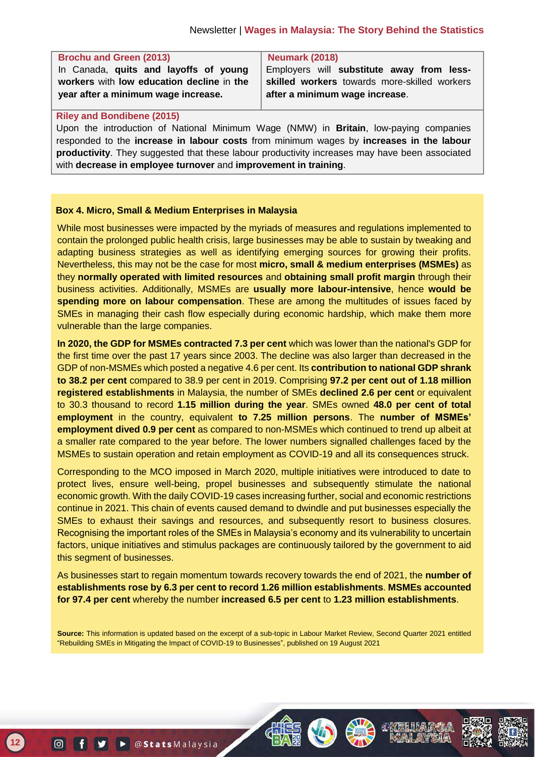**Brochu and Green (2013)**

In Canada, **quits and layoffs of young workers** with **low education decline** in **the year after a minimum wage increase.**

**Neumark (2018)**

Employers will **substitute away from less-skilled workers** towards more-skilled workers **after a minimum wage increase**.

**Riley and Bondibene (2015)**

Upon the introduction of National Minimum Wage (NMW) in **Britain**, low-paying companies responded to the **increase in labour costs** from minimum wages by **increases in the labour productivity**. They suggested that these labour productivity increases may have been associated with **decrease in employee turnover** and **improvement in training**.

### Box 4. Micro, Small & Medium Enterprises in Malaysia

While most businesses were impacted by the myriads of measures and regulations implemented to contain the prolonged public health crisis, large businesses may be able to sustain by tweaking and adapting business strategies as well as identifying emerging sources for growing their profits. Nevertheless, this may not be the case for most **micro, small & medium enterprises (MSMEs)** as they **normally operated with limited resources** and **obtaining small profit margin** through their business activities. Additionally, MSMEs are **usually more labour-intensive**, hence **would be spending more on labour compensation**. These are among the multitudes of issues faced by SMEs in managing their cash flow especially during economic hardship, which make them more vulnerable than the large companies.

**In 2020, the GDP for MSMEs contracted 7.3 per cent** which was lower than the national's GDP for the first time over the past 17 years since 2003. The decline was also larger than decreased in the GDP of non-MSMEs which posted a negative 4.6 per cent. Its **contribution to national GDP shrank to 38.2 per cent** compared to 38.9 per cent in 2019. Comprising **97.2 per cent out of 1.18 million registered establishments** in Malaysia, the number of SMEs **declined 2.6 per cent** or equivalent to 30.3 thousand to record **1.15 million during the year**. SMEs owned **48.0 per cent of total employment** in the country, equivalent **to 7.25 million persons**. The **number of MSMEs' employment dived 0.9 per cent** as compared to non-MSMEs which continued to trend up albeit at a smaller rate compared to the year before. The lower numbers signalled challenges faced by the MSMEs to sustain operation and retain employment as COVID-19 and all its consequences struck.

Corresponding to the MCO imposed in March 2020, multiple initiatives were introduced to date to protect lives, ensure well-being, propel businesses and subsequently stimulate the national economic growth. With the daily COVID-19 cases increasing further, social and economic restrictions continue in 2021. This chain of events caused demand to dwindle and put businesses especially the SMEs to exhaust their savings and resources, and subsequently resort to business closures. Recognising the important roles of the SMEs in Malaysia's economy and its vulnerability to uncertain factors, unique initiatives and stimulus packages are continuously tailored by the government to aid this segment of businesses.

As businesses start to regain momentum towards recovery towards the end of 2021, the **number of establishments rose by 6.3 per cent to record 1.26 million establishments**. **MSMEs accounted for 97.4 per cent** whereby the number **increased 6.5 per cent** to **1.23 million establishments**.

**Source:** This information is updated based on the excerpt of a sub-topic in Labour Market Review, Second Quarter 2021 entitled "Rebuilding SMEs in Mitigating the Impact of COVID-19 to Businesses", published on 19 August 2021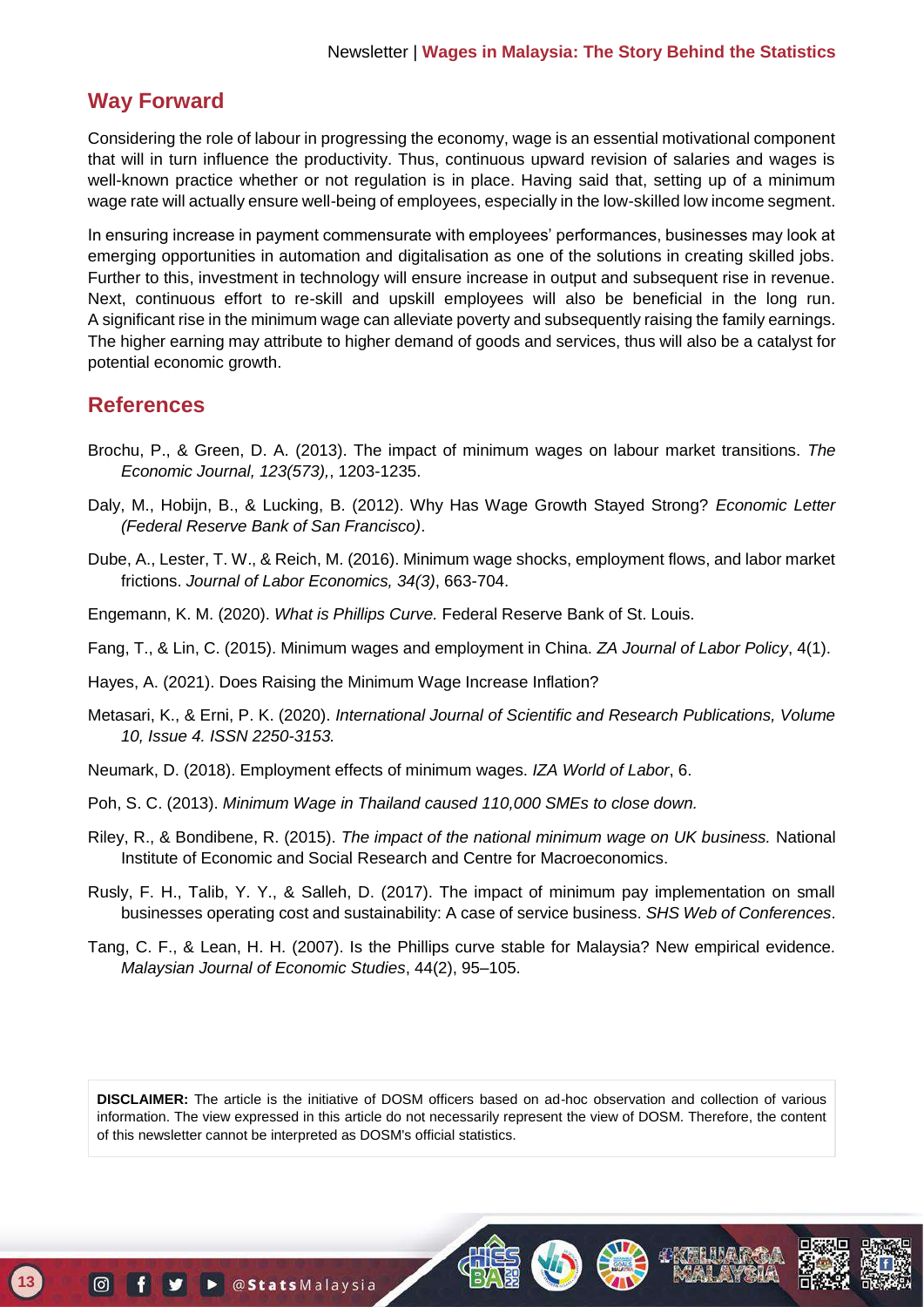## Way Forward

Considering the role of labour in progressing the economy, wage is an essential motivational component that will in turn influence the productivity. Thus, continuous upward revision of salaries and wages is well-known practice whether or not regulation is in place. Having said that, setting up of a minimum wage rate will actually ensure well-being of employees, especially in the low-skilled low income segment.

In ensuring increase in payment commensurate with employees' performances, businesses may look at emerging opportunities in automation and digitalisation as one of the solutions in creating skilled jobs. Further to this, investment in technology will ensure increase in output and subsequent rise in revenue. Next, continuous effort to re-skill and upskill employees will also be beneficial in the long run. A significant rise in the minimum wage can alleviate poverty and subsequently raising the family earnings. The higher earning may attribute to higher demand of goods and services, thus will also be a catalyst for potential economic growth.

## References

Brochu, P., & Green, D. A. (2013). The impact of minimum wages on labour market transitions. *The Economic Journal, 123(573),*, 1203-1235.

Daly, M., Hobijn, B., & Lucking, B. (2012). Why Has Wage Growth Stayed Strong? *Economic Letter (Federal Reserve Bank of San Francisco)*.

Dube, A., Lester, T. W., & Reich, M. (2016). Minimum wage shocks, employment flows, and labor market frictions. *Journal of Labor Economics, 34(3)*, 663-704.

Engemann, K. M. (2020). *What is Phillips Curve.* Federal Reserve Bank of St. Louis.

Fang, T., & Lin, C. (2015). Minimum wages and employment in China. *ZA Journal of Labor Policy*, 4(1).

Hayes, A. (2021). Does Raising the Minimum Wage Increase Inflation?

Metasari, K., & Erni, P. K. (2020). *International Journal of Scientific and Research Publications, Volume 10, Issue 4. ISSN 2250-3153.*

Neumark, D. (2018). Employment effects of minimum wages. *IZA World of Labor*, 6.

Poh, S. C. (2013). *Minimum Wage in Thailand caused 110,000 SMEs to close down.*

Riley, R., & Bondibene, R. (2015). *The impact of the national minimum wage on UK business.* National Institute of Economic and Social Research and Centre for Macroeconomics.

Rusly, F. H., Talib, Y. Y., & Salleh, D. (2017). The impact of minimum pay implementation on small businesses operating cost and sustainability: A case of service business. *SHS Web of Conferences*.

Tang, C. F., & Lean, H. H. (2007). Is the Phillips curve stable for Malaysia? New empirical evidence. *Malaysian Journal of Economic Studies*, 44(2), 95–105.

**DISCLAIMER:** The article is the initiative of DOSM officers based on ad-hoc observation and collection of various information. The view expressed in this article do not necessarily represent the view of DOSM. Therefore, the content of this newsletter cannot be interpreted as DOSM's official statistics.